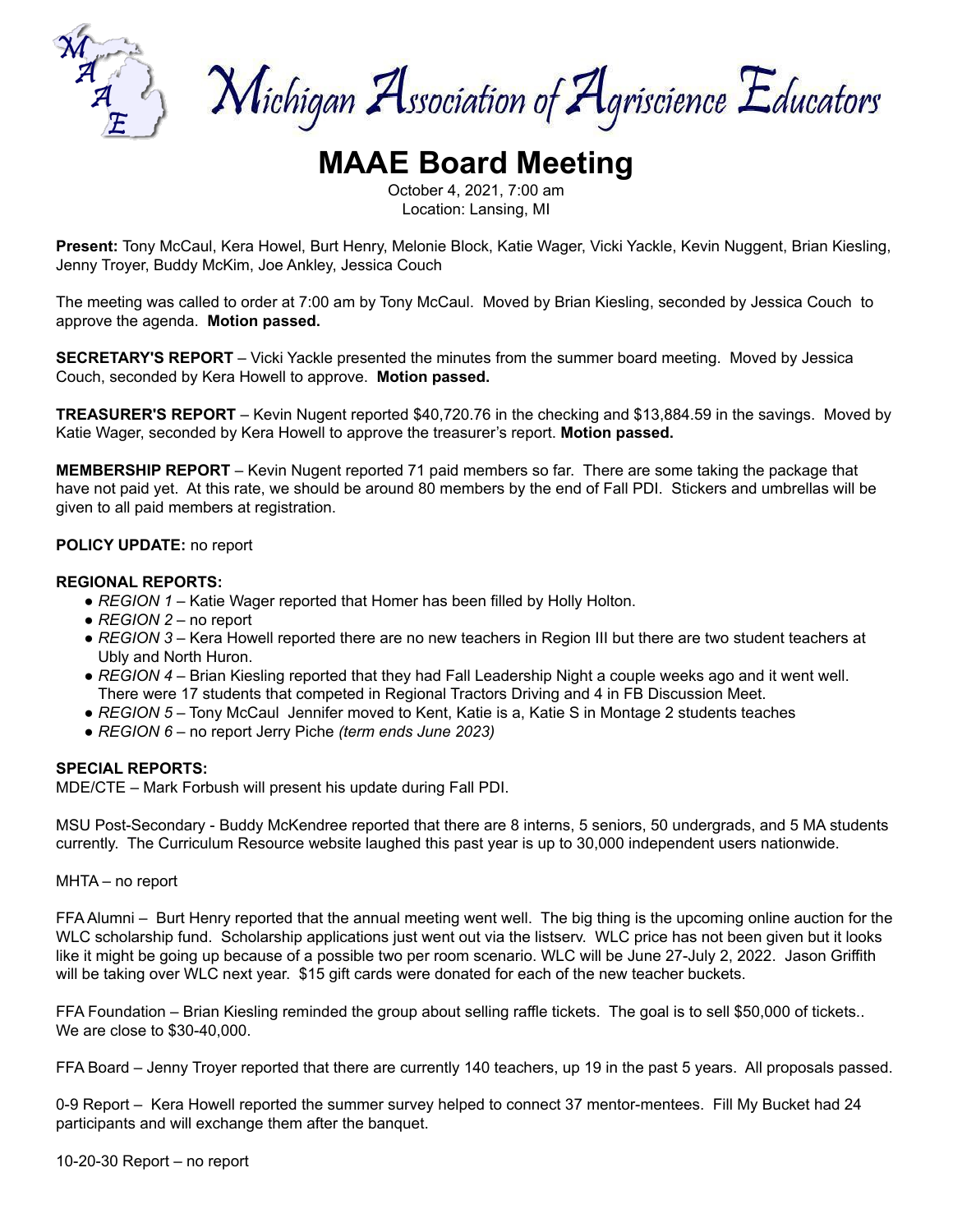# Michigan Association of Agriscience Educators

# MAAE Board Meeting

October 4, 2021, 7:00 am
Location: Lansing, MI

**Present:** Tony McCaul, Kera Howel, Burt Henry, Melonie Block, Katie Wager, Vicki Yackle, Kevin Nuggent, Brian Kiesling, Jenny Troyer, Buddy McKim, Joe Ankley, Jessica Couch

The meeting was called to order at 7:00 am by Tony McCaul. Moved by Brian Kiesling, seconded by Jessica Couch to approve the agenda. **Motion passed.**

**SECRETARY'S REPORT** – Vicki Yackle presented the minutes from the summer board meeting. Moved by Jessica Couch, seconded by Kera Howell to approve. **Motion passed.**

**TREASURER'S REPORT** – Kevin Nugent reported $40,720.76 in the checking and $13,884.59 in the savings. Moved by Katie Wager, seconded by Kera Howell to approve the treasurer's report. **Motion passed.**

**MEMBERSHIP REPORT** – Kevin Nugent reported 71 paid members so far. There are some taking the package that have not paid yet. At this rate, we should be around 80 members by the end of Fall PDI. Stickers and umbrellas will be given to all paid members at registration.

**POLICY UPDATE:** no report

**REGIONAL REPORTS:**

- *REGION 1* – Katie Wager reported that Homer has been filled by Holly Holton.
- *REGION 2* – no report
- *REGION 3* – Kera Howell reported there are no new teachers in Region III but there are two student teachers at Ubly and North Huron.
- *REGION 4* – Brian Kiesling reported that they had Fall Leadership Night a couple weeks ago and it went well. There were 17 students that competed in Regional Tractors Driving and 4 in FB Discussion Meet.
- *REGION 5* – Tony McCaul Jennifer moved to Kent, Katie is a, Katie S in Montage 2 students teaches
- *REGION 6* – no report Jerry Piche *(term ends June 2023)*

**SPECIAL REPORTS:**

MDE/CTE – Mark Forbush will present his update during Fall PDI.

MSU Post-Secondary - Buddy McKendree reported that there are 8 interns, 5 seniors, 50 undergrads, and 5 MA students currently. The Curriculum Resource website laughed this past year is up to 30,000 independent users nationwide.

MHTA – no report

FFA Alumni – Burt Henry reported that the annual meeting went well. The big thing is the upcoming online auction for the WLC scholarship fund. Scholarship applications just went out via the listserv. WLC price has not been given but it looks like it might be going up because of a possible two per room scenario. WLC will be June 27-July 2, 2022. Jason Griffith will be taking over WLC next year. $15 gift cards were donated for each of the new teacher buckets.

FFA Foundation – Brian Kiesling reminded the group about selling raffle tickets. The goal is to sell $50,000 of tickets.. We are close to $30-40,000.

FFA Board – Jenny Troyer reported that there are currently 140 teachers, up 19 in the past 5 years. All proposals passed.

0-9 Report – Kera Howell reported the summer survey helped to connect 37 mentor-mentees. Fill My Bucket had 24 participants and will exchange them after the banquet.

10-20-30 Report – no report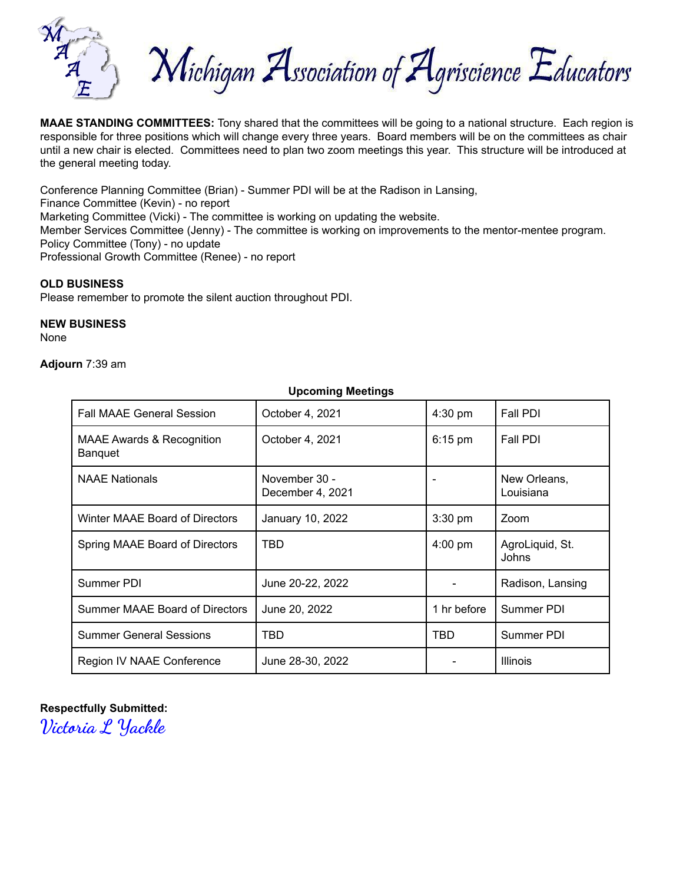# Michigan Association of Agriscience Educators

**MAAE STANDING COMMITTEES:** Tony shared that the committees will be going to a national structure. Each region is responsible for three positions which will change every three years. Board members will be on the committees as chair until a new chair is elected. Committees need to plan two zoom meetings this year. This structure will be introduced at the general meeting today.

Conference Planning Committee (Brian) - Summer PDI will be at the Radison in Lansing,
Finance Committee (Kevin) - no report
Marketing Committee (Vicki) - The committee is working on updating the website.
Member Services Committee (Jenny) - The committee is working on improvements to the mentor-mentee program.
Policy Committee (Tony) - no update
Professional Growth Committee (Renee) - no report

**OLD BUSINESS**
Please remember to promote the silent auction throughout PDI.

**NEW BUSINESS**
None

**Adjourn** 7:39 am

**Upcoming Meetings**

| | | | |
|---|---|---|---|
| Fall MAAE General Session | October 4, 2021 | 4:30 pm | Fall PDI |
| MAAE Awards & Recognition Banquet | October 4, 2021 | 6:15 pm | Fall PDI |
| NAAE Nationals | November 30 - December 4, 2021 | - | New Orleans, Louisiana |
| Winter MAAE Board of Directors | January 10, 2022 | 3:30 pm | Zoom |
| Spring MAAE Board of Directors | TBD | 4:00 pm | AgroLiquid, St. Johns |
| Summer PDI | June 20-22, 2022 | - | Radison, Lansing |
| Summer MAAE Board of Directors | June 20, 2022 | 1 hr before | Summer PDI |
| Summer General Sessions | TBD | TBD | Summer PDI |
| Region IV NAAE Conference | June 28-30, 2022 | - | Illinois |

**Respectfully Submitted:**
*Victoria L Yackle*